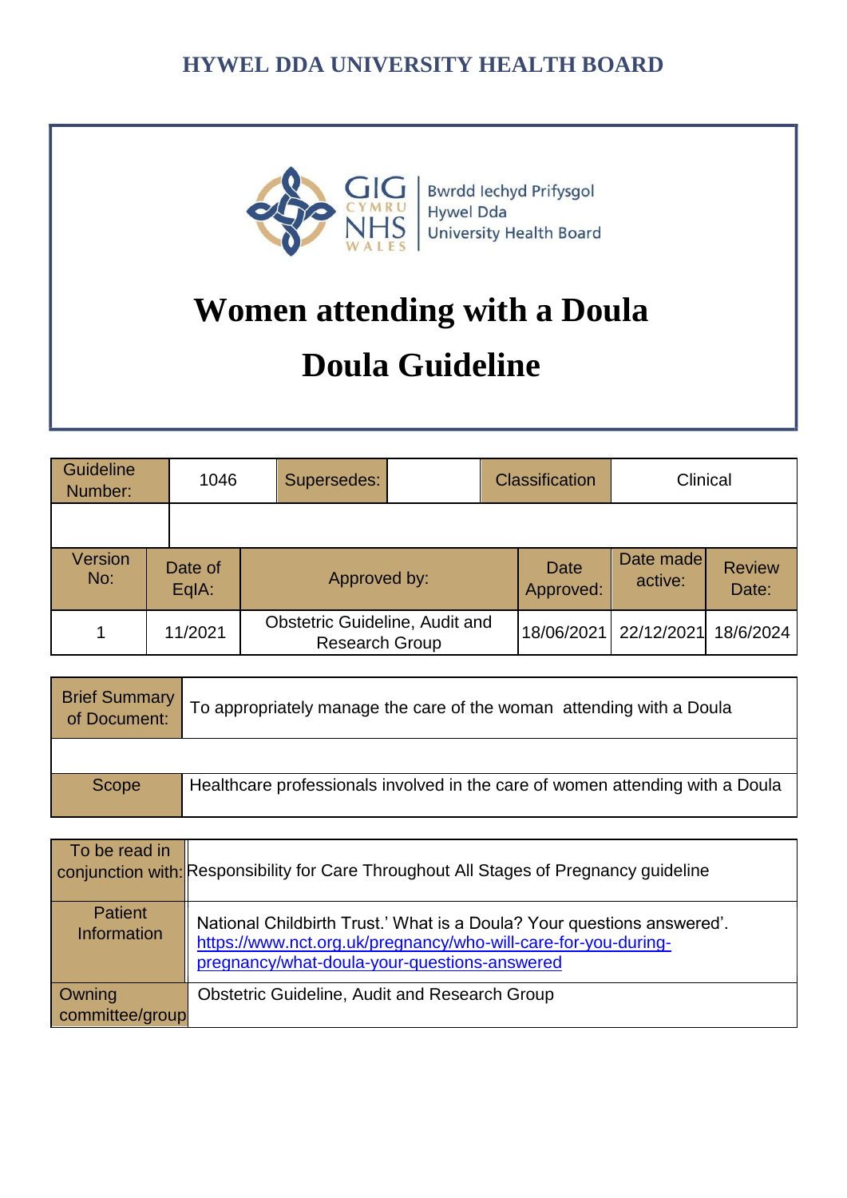**HYWEL DDA UNIVERSITY HEALTH BOARD**

GIG CYMRU NHS WALES | Bwrdd Iechyd Prifysgol Hywel Dda University Health Board

# Women attending with a Doula

# Doula Guideline

| Guideline Number: | 1046 | Supersedes: | | Classification | Clinical |
|---|---|---|---|---|---|
| | | | | | |

| Version No: | Date of EqIA: | Approved by: | Date Approved: | Date made active: | Review Date: |
|---|---|---|---|---|---|
| 1 | 11/2021 | Obstetric Guideline, Audit and Research Group | 18/06/2021 | 22/12/2021 | 18/6/2024 |

| Brief Summary of Document: | To appropriately manage the care of the woman attending with a Doula |
|---|---|
| | |
| Scope | Healthcare professionals involved in the care of women attending with a Doula |

| To be read in conjunction with: | Responsibility for Care Throughout All Stages of Pregnancy guideline |
|---|---|
| Patient Information | National Childbirth Trust.' What is a Doula? Your questions answered'. https://www.nct.org.uk/pregnancy/who-will-care-for-you-during-pregnancy/what-doula-your-questions-answered |
| Owning committee/group | Obstetric Guideline, Audit and Research Group |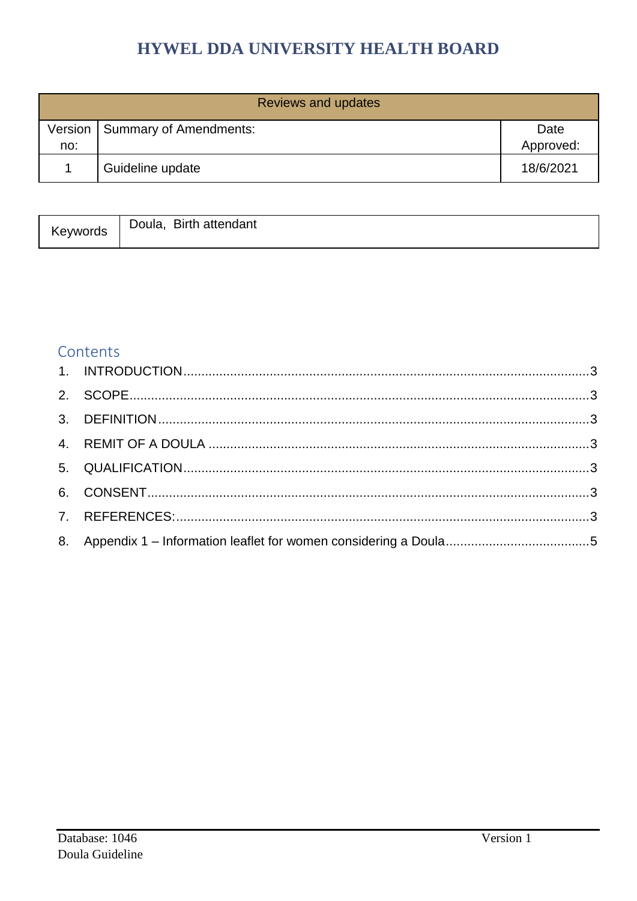# HYWEL DDA UNIVERSITY HEALTH BOARD

| Reviews and updates | | |
|---|---|---|
| Version no: | Summary of Amendments: | Date Approved: |
| 1 | Guideline update | 18/6/2021 |

| Keywords | Doula, Birth attendant |
|---|---|

## Contents

1. INTRODUCTION ....... 3
2. SCOPE ....... 3
3. DEFINITION ....... 3
4. REMIT OF A DOULA ....... 3
5. QUALIFICATION ....... 3
6. CONSENT ....... 3
7. REFERENCES: ....... 3
8. Appendix 1 – Information leaflet for women considering a Doula ....... 5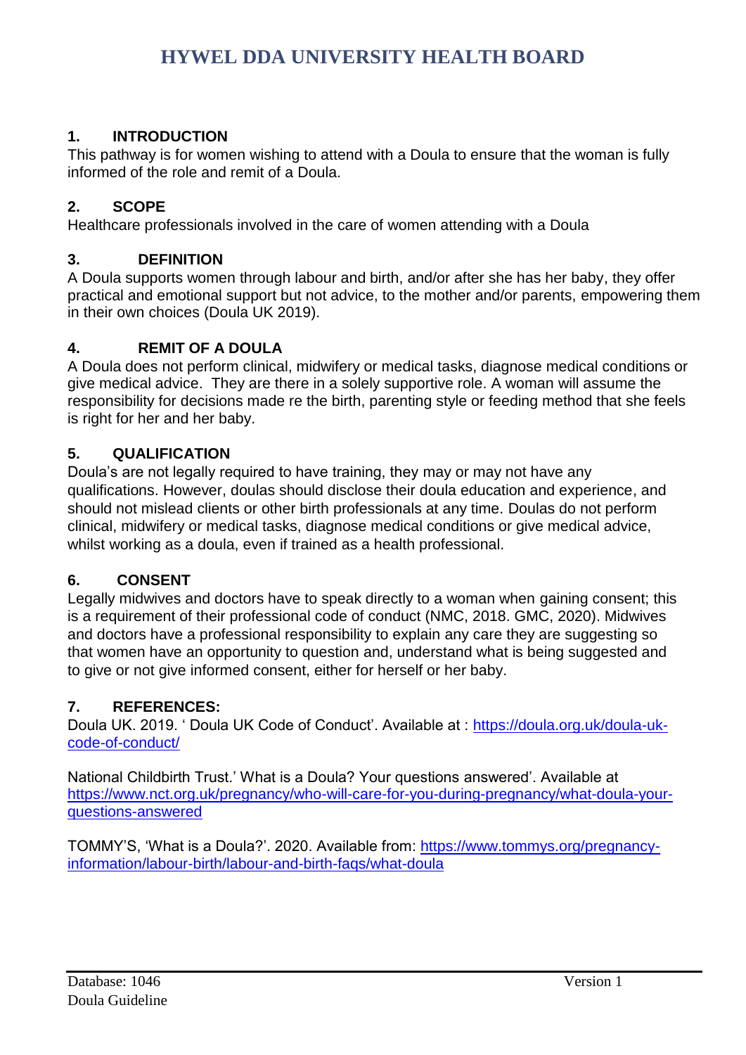## 1. INTRODUCTION

This pathway is for women wishing to attend with a Doula to ensure that the woman is fully informed of the role and remit of a Doula.

## 2. SCOPE

Healthcare professionals involved in the care of women attending with a Doula

## 3. DEFINITION

A Doula supports women through labour and birth, and/or after she has her baby, they offer practical and emotional support but not advice, to the mother and/or parents, empowering them in their own choices (Doula UK 2019).

## 4. REMIT OF A DOULA

A Doula does not perform clinical, midwifery or medical tasks, diagnose medical conditions or give medical advice. They are there in a solely supportive role. A woman will assume the responsibility for decisions made re the birth, parenting style or feeding method that she feels is right for her and her baby.

## 5. QUALIFICATION

Doula's are not legally required to have training, they may or may not have any qualifications. However, doulas should disclose their doula education and experience, and should not mislead clients or other birth professionals at any time. Doulas do not perform clinical, midwifery or medical tasks, diagnose medical conditions or give medical advice, whilst working as a doula, even if trained as a health professional.

## 6. CONSENT

Legally midwives and doctors have to speak directly to a woman when gaining consent; this is a requirement of their professional code of conduct (NMC, 2018. GMC, 2020). Midwives and doctors have a professional responsibility to explain any care they are suggesting so that women have an opportunity to question and, understand what is being suggested and to give or not give informed consent, either for herself or her baby.

## 7. REFERENCES:

Doula UK. 2019. ' Doula UK Code of Conduct'. Available at : https://doula.org.uk/doula-uk-code-of-conduct/

National Childbirth Trust.' What is a Doula? Your questions answered'. Available at https://www.nct.org.uk/pregnancy/who-will-care-for-you-during-pregnancy/what-doula-your-questions-answered

TOMMY'S, 'What is a Doula?'. 2020. Available from: https://www.tommys.org/pregnancy-information/labour-birth/labour-and-birth-faqs/what-doula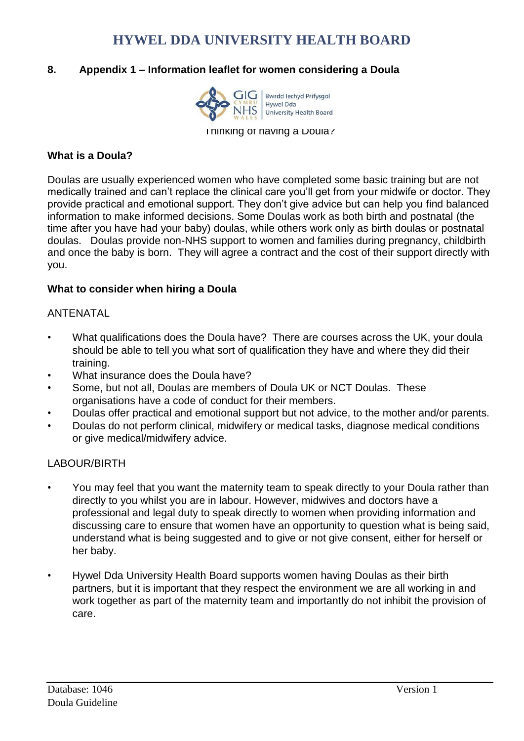## 8. Appendix 1 – Information leaflet for women considering a Doula

Thinking of having a Doula?

**What is a Doula?**

Doulas are usually experienced women who have completed some basic training but are not medically trained and can't replace the clinical care you'll get from your midwife or doctor. They provide practical and emotional support. They don't give advice but can help you find balanced information to make informed decisions. Some Doulas work as both birth and postnatal (the time after you have had your baby) doulas, while others work only as birth doulas or postnatal doulas. Doulas provide non-NHS support to women and families during pregnancy, childbirth and once the baby is born. They will agree a contract and the cost of their support directly with you.

**What to consider when hiring a Doula**

ANTENATAL

- What qualifications does the Doula have? There are courses across the UK, your doula should be able to tell you what sort of qualification they have and where they did their training.
- What insurance does the Doula have?
- Some, but not all, Doulas are members of Doula UK or NCT Doulas. These organisations have a code of conduct for their members.
- Doulas offer practical and emotional support but not advice, to the mother and/or parents.
- Doulas do not perform clinical, midwifery or medical tasks, diagnose medical conditions or give medical/midwifery advice.

LABOUR/BIRTH

- You may feel that you want the maternity team to speak directly to your Doula rather than directly to you whilst you are in labour. However, midwives and doctors have a professional and legal duty to speak directly to women when providing information and discussing care to ensure that women have an opportunity to question what is being said, understand what is being suggested and to give or not give consent, either for herself or her baby.

- Hywel Dda University Health Board supports women having Doulas as their birth partners, but it is important that they respect the environment we are all working in and work together as part of the maternity team and importantly do not inhibit the provision of care.